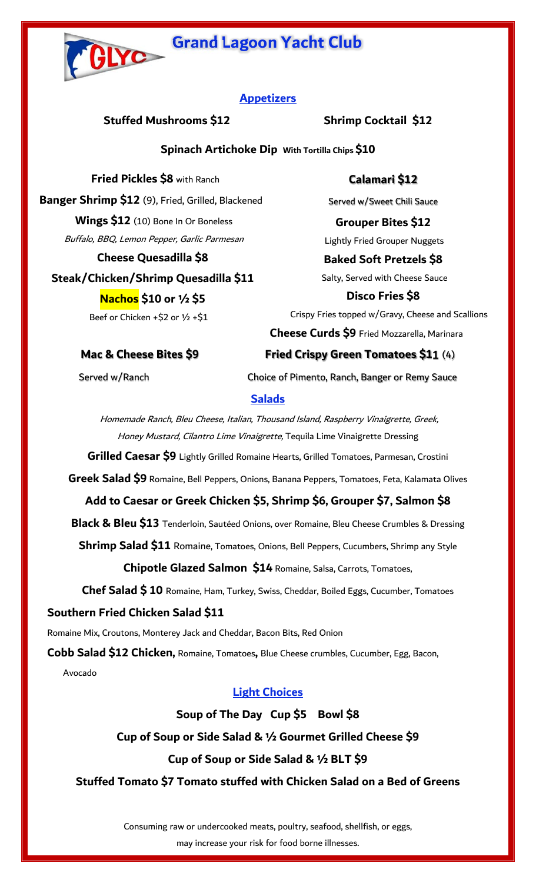# Grand Lagoon Yacht Club

## Appetizers

**Stuffed Mushrooms $12**

**Shrimp Cocktail $12**

**Spinach Artichoke Dip** **With Tortilla Chips $10**

**Fried Pickles $8** with Ranch

**Banger Shrimp $12** (9), Fried, Grilled, Blackened

**Wings $12** (10) Bone In Or Boneless

*Buffalo, BBQ, Lemon Pepper, Garlic Parmesan*

**Cheese Quesadilla $8**

**Steak/Chicken/Shrimp Quesadilla $11**

**Nachos $10 or ½ $5**

Beef or Chicken +$2 or ½ +$1

**Mac & Cheese Bites $9**

Served w/Ranch

**Calamari $12**

Served w/Sweet Chili Sauce

**Grouper Bites $12**

Lightly Fried Grouper Nuggets

**Baked Soft Pretzels $8**

Salty, Served with Cheese Sauce

**Disco Fries $8**

Crispy Fries topped w/Gravy, Cheese and Scallions

**Cheese Curds $9** Fried Mozzarella, Marinara

**Fried Crispy Green Tomatoes $11** (4)

Choice of Pimento, Ranch, Banger or Remy Sauce

## Salads

*Homemade Ranch, Bleu Cheese, Italian, Thousand Island, Raspberry Vinaigrette, Greek, Honey Mustard, Cilantro Lime Vinaigrette,* Tequila Lime Vinaigrette Dressing

**Grilled Caesar $9** Lightly Grilled Romaine Hearts, Grilled Tomatoes, Parmesan, Crostini

**Greek Salad $9** Romaine, Bell Peppers, Onions, Banana Peppers, Tomatoes, Feta, Kalamata Olives

**Add to Caesar or Greek Chicken $5, Shrimp $6, Grouper $7, Salmon $8**

**Black & Bleu $13** Tenderloin, Sautéed Onions, over Romaine, Bleu Cheese Crumbles & Dressing

**Shrimp Salad $11** Romaine, Tomatoes, Onions, Bell Peppers, Cucumbers, Shrimp any Style

**Chipotle Glazed Salmon $14** Romaine, Salsa, Carrots, Tomatoes,

**Chef Salad $ 10** Romaine, Ham, Turkey, Swiss, Cheddar, Boiled Eggs, Cucumber, Tomatoes

**Southern Fried Chicken Salad $11**

Romaine Mix, Croutons, Monterey Jack and Cheddar, Bacon Bits, Red Onion

**Cobb Salad $12 Chicken,** Romaine, Tomatoes**,** Blue Cheese crumbles, Cucumber, Egg, Bacon, Avocado

## Light Choices

**Soup of The Day Cup $5 Bowl $8**

**Cup of Soup or Side Salad & ½ Gourmet Grilled Cheese $9**

**Cup of Soup or Side Salad & ½ BLT $9**

**Stuffed Tomato $7 Tomato stuffed with Chicken Salad on a Bed of Greens**

Consuming raw or undercooked meats, poultry, seafood, shellfish, or eggs, may increase your risk for food borne illnesses.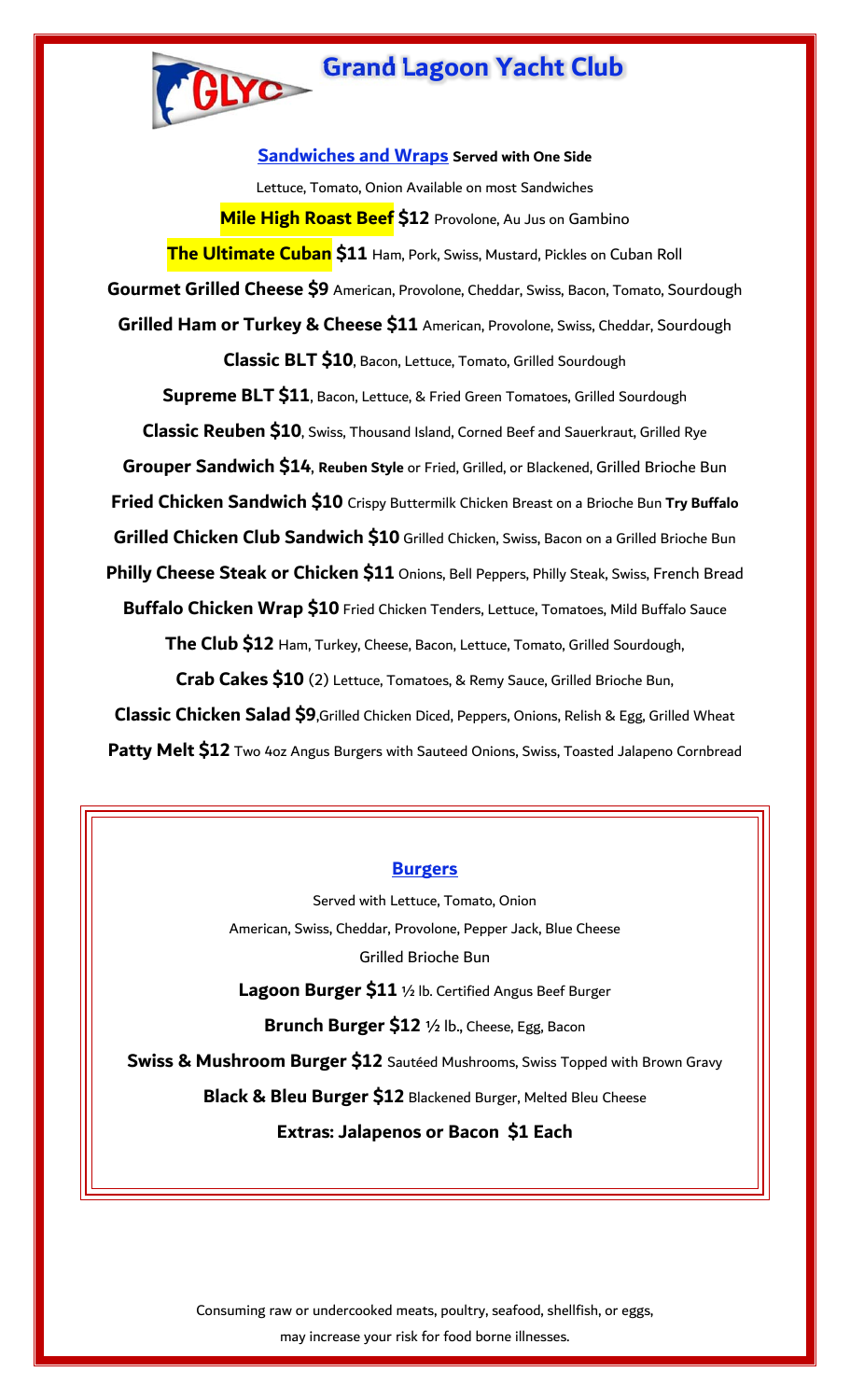# Grand Lagoon Yacht Club

## Sandwiches and Wraps **Served with One Side**

Lettuce, Tomato, Onion Available on most Sandwiches

**Mile High Roast Beef $12** Provolone, Au Jus on Gambino

**The Ultimate Cuban $11** Ham, Pork, Swiss, Mustard, Pickles on Cuban Roll

**Gourmet Grilled Cheese $9** American, Provolone, Cheddar, Swiss, Bacon, Tomato, Sourdough

**Grilled Ham or Turkey & Cheese $11** American, Provolone, Swiss, Cheddar, Sourdough

**Classic BLT $10**, Bacon, Lettuce, Tomato, Grilled Sourdough

**Supreme BLT $11**, Bacon, Lettuce, & Fried Green Tomatoes, Grilled Sourdough

**Classic Reuben $10**, Swiss, Thousand Island, Corned Beef and Sauerkraut, Grilled Rye

**Grouper Sandwich $14**, **Reuben Style** or Fried, Grilled, or Blackened, Grilled Brioche Bun

**Fried Chicken Sandwich $10** Crispy Buttermilk Chicken Breast on a Brioche Bun **Try Buffalo**

**Grilled Chicken Club Sandwich $10** Grilled Chicken, Swiss, Bacon on a Grilled Brioche Bun

**Philly Cheese Steak or Chicken $11** Onions, Bell Peppers, Philly Steak, Swiss, French Bread

**Buffalo Chicken Wrap $10** Fried Chicken Tenders, Lettuce, Tomatoes, Mild Buffalo Sauce

**The Club $12** Ham, Turkey, Cheese, Bacon, Lettuce, Tomato, Grilled Sourdough,

**Crab Cakes $10** (2) Lettuce, Tomatoes, & Remy Sauce, Grilled Brioche Bun,

**Classic Chicken Salad $9**,Grilled Chicken Diced, Peppers, Onions, Relish & Egg, Grilled Wheat

**Patty Melt $12** Two 4oz Angus Burgers with Sauteed Onions, Swiss, Toasted Jalapeno Cornbread

## Burgers

Served with Lettuce, Tomato, Onion

American, Swiss, Cheddar, Provolone, Pepper Jack, Blue Cheese

Grilled Brioche Bun

**Lagoon Burger $11** ½ lb. Certified Angus Beef Burger

**Brunch Burger $12** ½ lb., Cheese, Egg, Bacon

**Swiss & Mushroom Burger $12** Sautéed Mushrooms, Swiss Topped with Brown Gravy

**Black & Bleu Burger $12** Blackened Burger, Melted Bleu Cheese

**Extras: Jalapenos or Bacon $1 Each**

Consuming raw or undercooked meats, poultry, seafood, shellfish, or eggs, may increase your risk for food borne illnesses.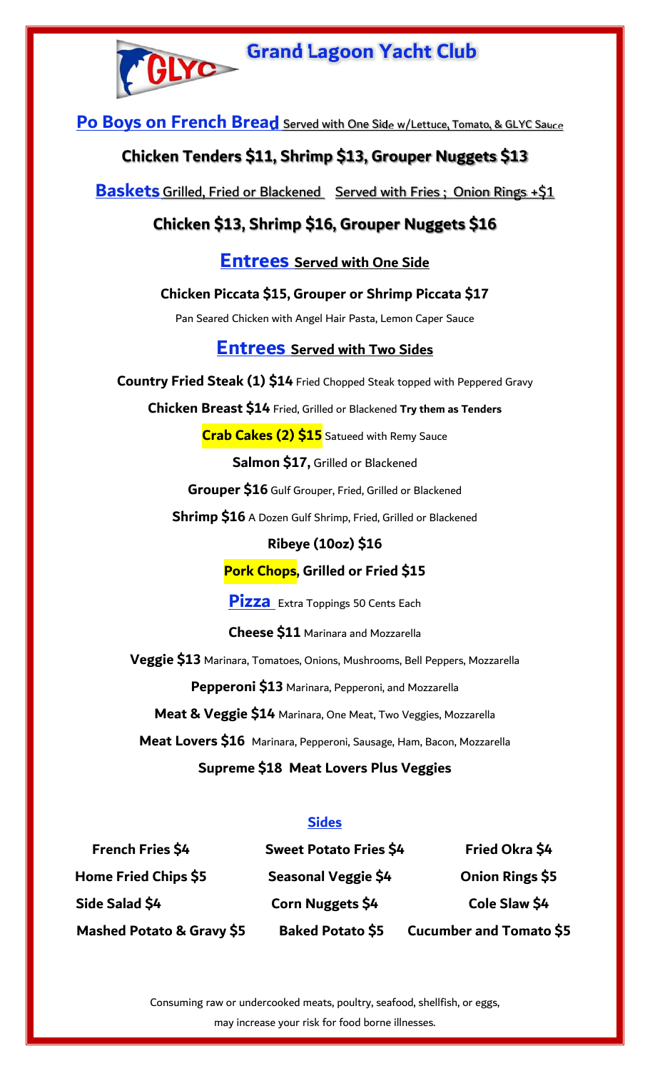# Grand Lagoon Yacht Club

## Po Boys on French Bread Served with One Side w/Lettuce, Tomato, & GLYC Sauce

**Chicken Tenders $11, Shrimp $13, Grouper Nuggets $13**

## Baskets Grilled, Fried or Blackened Served with Fries ; Onion Rings +$1

**Chicken $13, Shrimp $16, Grouper Nuggets $16**

## Entrees Served with One Side

**Chicken Piccata $15, Grouper or Shrimp Piccata $17**

Pan Seared Chicken with Angel Hair Pasta, Lemon Caper Sauce

## Entrees Served with Two Sides

**Country Fried Steak (1) $14** Fried Chopped Steak topped with Peppered Gravy

**Chicken Breast $14** Fried, Grilled or Blackened **Try them as Tenders**

**Crab Cakes (2) $15** Satueed with Remy Sauce

**Salmon $17,** Grilled or Blackened

**Grouper $16** Gulf Grouper, Fried, Grilled or Blackened

**Shrimp $16** A Dozen Gulf Shrimp, Fried, Grilled or Blackened

**Ribeye (10oz) $16**

**Pork Chops, Grilled or Fried $15**

## Pizza Extra Toppings 50 Cents Each

**Cheese $11** Marinara and Mozzarella

**Veggie $13** Marinara, Tomatoes, Onions, Mushrooms, Bell Peppers, Mozzarella

**Pepperoni $13** Marinara, Pepperoni, and Mozzarella

**Meat & Veggie $14** Marinara, One Meat, Two Veggies, Mozzarella

**Meat Lovers $16** Marinara, Pepperoni, Sausage, Ham, Bacon, Mozzarella

**Supreme $18 Meat Lovers Plus Veggies**

## Sides

| | | |
|---|---|---|
| **French Fries $4** | **Sweet Potato Fries $4** | **Fried Okra $4** |
| **Home Fried Chips $5** | **Seasonal Veggie $4** | **Onion Rings $5** |
| **Side Salad $4** | **Corn Nuggets $4** | **Cole Slaw $4** |
| **Mashed Potato & Gravy $5** | **Baked Potato $5** | **Cucumber and Tomato $5** |

Consuming raw or undercooked meats, poultry, seafood, shellfish, or eggs, may increase your risk for food borne illnesses.